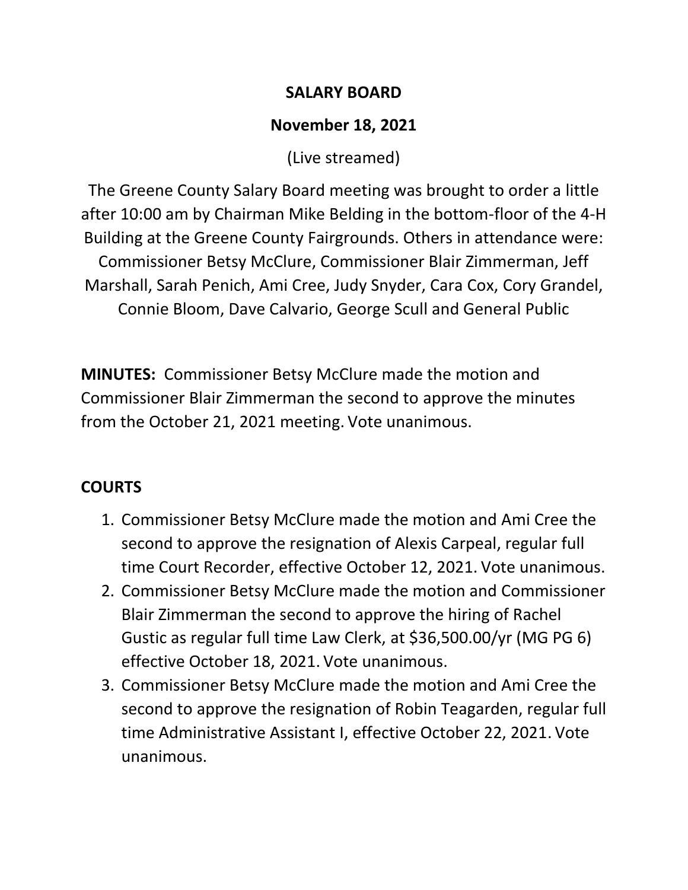# SALARY BOARD

## November 18, 2021

(Live streamed)

The Greene County Salary Board meeting was brought to order a little after 10:00 am by Chairman Mike Belding in the bottom-floor of the 4-H Building at the Greene County Fairgrounds. Others in attendance were: Commissioner Betsy McClure, Commissioner Blair Zimmerman, Jeff Marshall, Sarah Penich, Ami Cree, Judy Snyder, Cara Cox, Cory Grandel, Connie Bloom, Dave Calvario, George Scull and General Public

**MINUTES:** Commissioner Betsy McClure made the motion and Commissioner Blair Zimmerman the second to approve the minutes from the October 21, 2021 meeting. Vote unanimous.

**COURTS**

1. Commissioner Betsy McClure made the motion and Ami Cree the second to approve the resignation of Alexis Carpeal, regular full time Court Recorder, effective October 12, 2021. Vote unanimous.
2. Commissioner Betsy McClure made the motion and Commissioner Blair Zimmerman the second to approve the hiring of Rachel Gustic as regular full time Law Clerk, at $36,500.00/yr (MG PG 6) effective October 18, 2021. Vote unanimous.
3. Commissioner Betsy McClure made the motion and Ami Cree the second to approve the resignation of Robin Teagarden, regular full time Administrative Assistant I, effective October 22, 2021. Vote unanimous.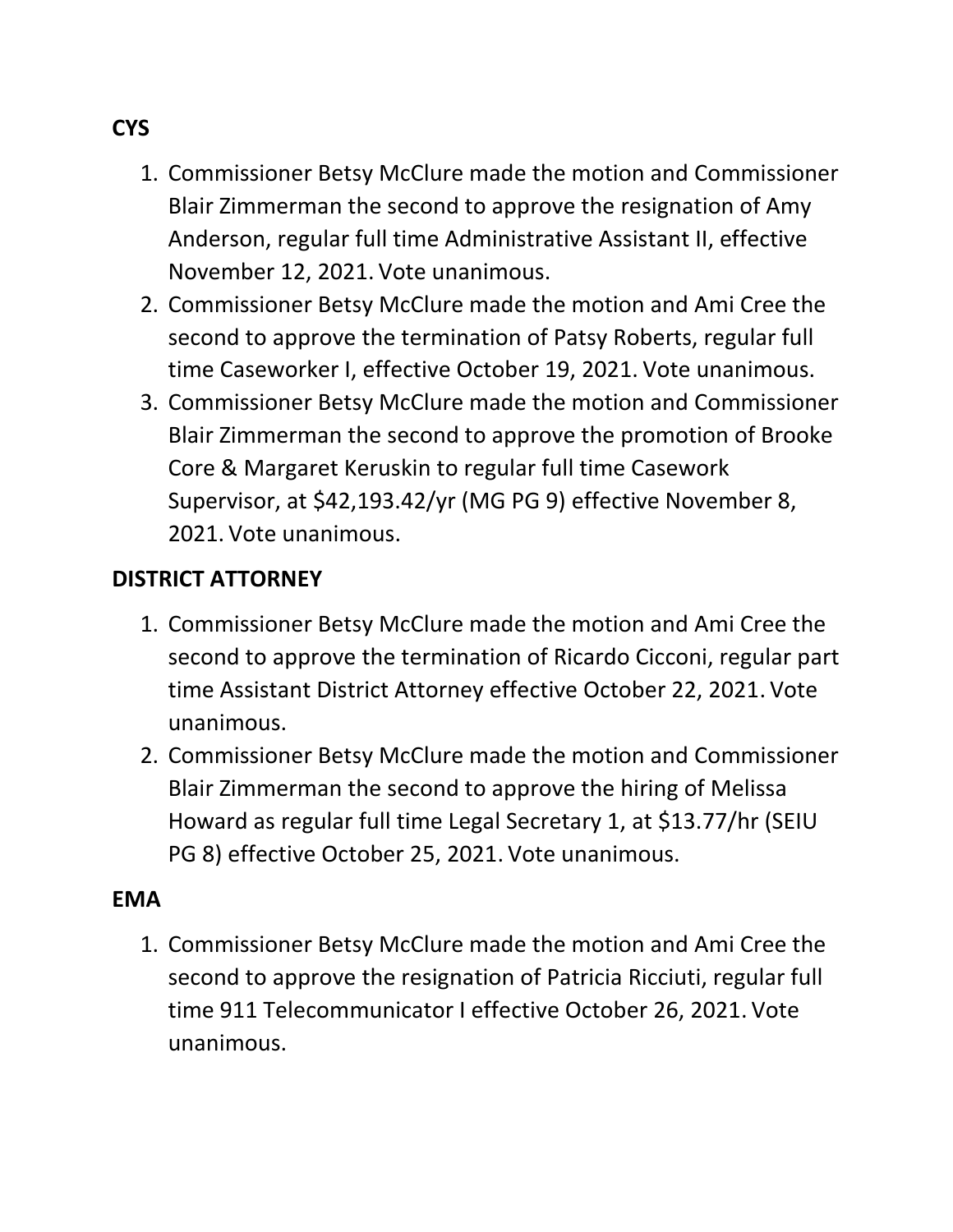**CYS**

1. Commissioner Betsy McClure made the motion and Commissioner Blair Zimmerman the second to approve the resignation of Amy Anderson, regular full time Administrative Assistant II, effective November 12, 2021. Vote unanimous.
2. Commissioner Betsy McClure made the motion and Ami Cree the second to approve the termination of Patsy Roberts, regular full time Caseworker I, effective October 19, 2021. Vote unanimous.
3. Commissioner Betsy McClure made the motion and Commissioner Blair Zimmerman the second to approve the promotion of Brooke Core & Margaret Keruskin to regular full time Casework Supervisor, at $42,193.42/yr (MG PG 9) effective November 8, 2021. Vote unanimous.

**DISTRICT ATTORNEY**

1. Commissioner Betsy McClure made the motion and Ami Cree the second to approve the termination of Ricardo Cicconi, regular part time Assistant District Attorney effective October 22, 2021. Vote unanimous.
2. Commissioner Betsy McClure made the motion and Commissioner Blair Zimmerman the second to approve the hiring of Melissa Howard as regular full time Legal Secretary 1, at $13.77/hr (SEIU PG 8) effective October 25, 2021. Vote unanimous.

**EMA**

1. Commissioner Betsy McClure made the motion and Ami Cree the second to approve the resignation of Patricia Ricciuti, regular full time 911 Telecommunicator I effective October 26, 2021. Vote unanimous.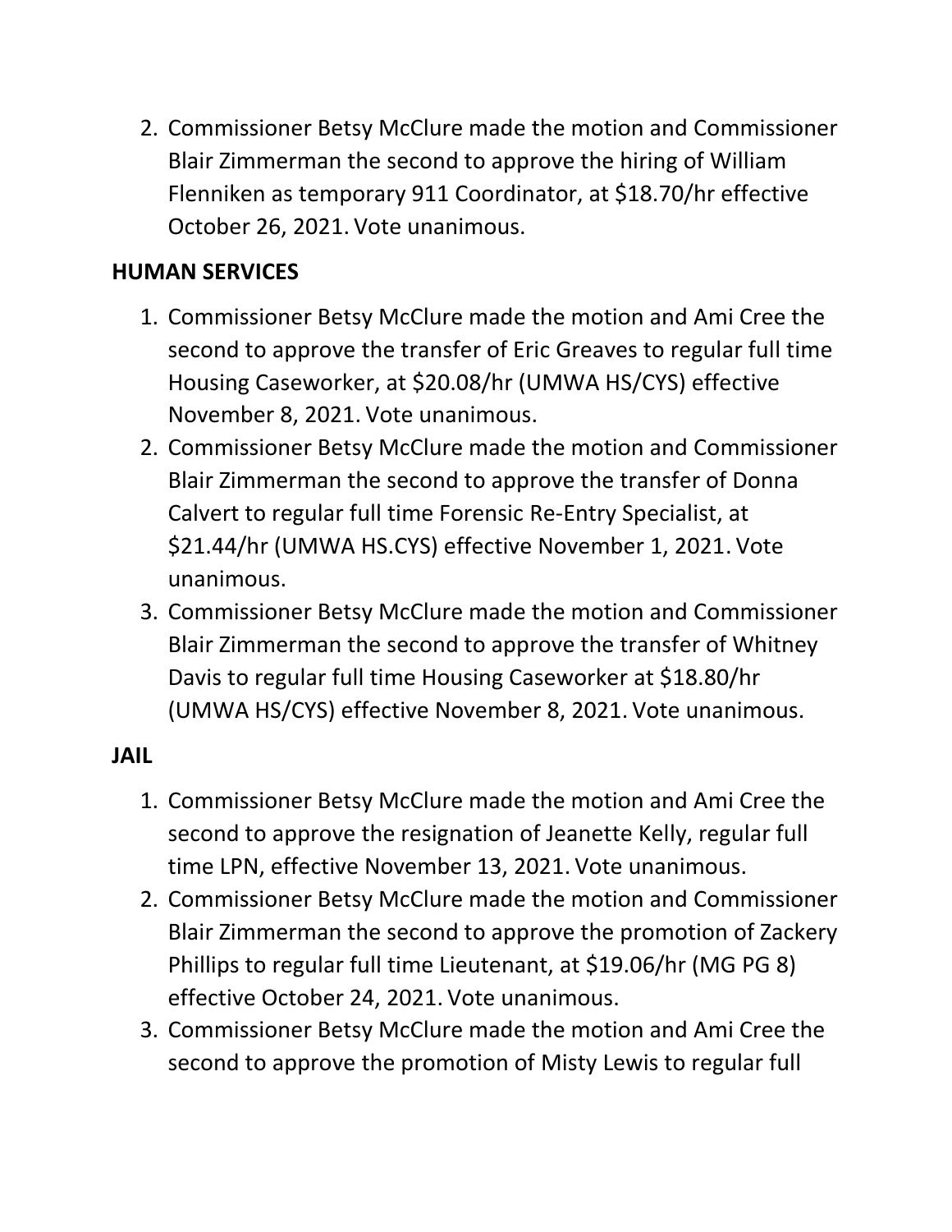2. Commissioner Betsy McClure made the motion and Commissioner Blair Zimmerman the second to approve the hiring of William Flenniken as temporary 911 Coordinator, at $18.70/hr effective October 26, 2021. Vote unanimous.

**HUMAN SERVICES**

1. Commissioner Betsy McClure made the motion and Ami Cree the second to approve the transfer of Eric Greaves to regular full time Housing Caseworker, at $20.08/hr (UMWA HS/CYS) effective November 8, 2021. Vote unanimous.
2. Commissioner Betsy McClure made the motion and Commissioner Blair Zimmerman the second to approve the transfer of Donna Calvert to regular full time Forensic Re-Entry Specialist, at $21.44/hr (UMWA HS.CYS) effective November 1, 2021. Vote unanimous.
3. Commissioner Betsy McClure made the motion and Commissioner Blair Zimmerman the second to approve the transfer of Whitney Davis to regular full time Housing Caseworker at $18.80/hr (UMWA HS/CYS) effective November 8, 2021. Vote unanimous.

**JAIL**

1. Commissioner Betsy McClure made the motion and Ami Cree the second to approve the resignation of Jeanette Kelly, regular full time LPN, effective November 13, 2021. Vote unanimous.
2. Commissioner Betsy McClure made the motion and Commissioner Blair Zimmerman the second to approve the promotion of Zackery Phillips to regular full time Lieutenant, at $19.06/hr (MG PG 8) effective October 24, 2021. Vote unanimous.
3. Commissioner Betsy McClure made the motion and Ami Cree the second to approve the promotion of Misty Lewis to regular full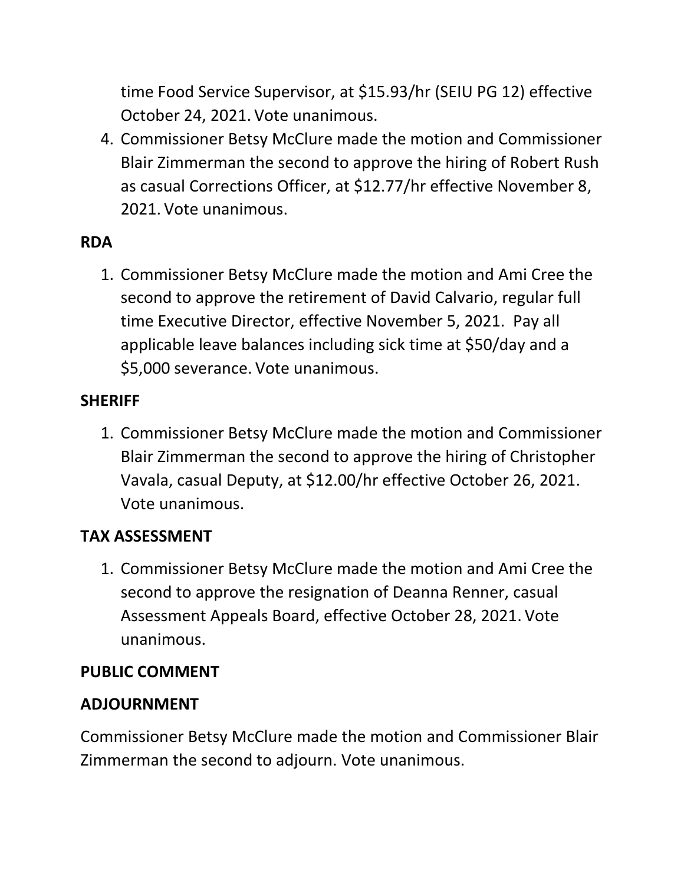time Food Service Supervisor, at $15.93/hr (SEIU PG 12) effective October 24, 2021. Vote unanimous.

4. Commissioner Betsy McClure made the motion and Commissioner Blair Zimmerman the second to approve the hiring of Robert Rush as casual Corrections Officer, at $12.77/hr effective November 8, 2021. Vote unanimous.

**RDA**

1. Commissioner Betsy McClure made the motion and Ami Cree the second to approve the retirement of David Calvario, regular full time Executive Director, effective November 5, 2021. Pay all applicable leave balances including sick time at $50/day and a $5,000 severance. Vote unanimous.

**SHERIFF**

1. Commissioner Betsy McClure made the motion and Commissioner Blair Zimmerman the second to approve the hiring of Christopher Vavala, casual Deputy, at $12.00/hr effective October 26, 2021. Vote unanimous.

**TAX ASSESSMENT**

1. Commissioner Betsy McClure made the motion and Ami Cree the second to approve the resignation of Deanna Renner, casual Assessment Appeals Board, effective October 28, 2021. Vote unanimous.

**PUBLIC COMMENT**

**ADJOURNMENT**

Commissioner Betsy McClure made the motion and Commissioner Blair Zimmerman the second to adjourn. Vote unanimous.